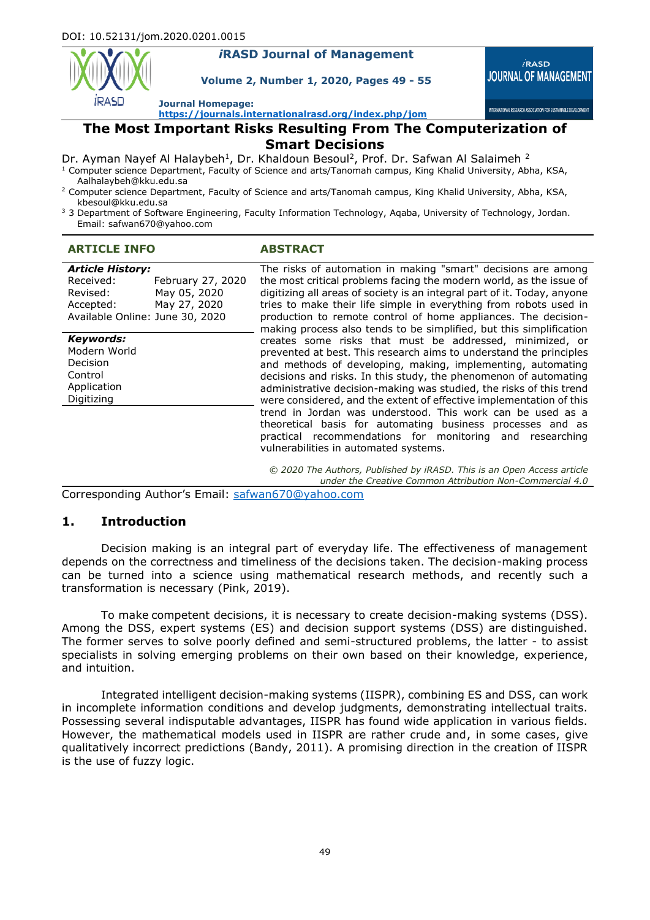DOI: 10.52131/jom.2020.0201.0015

# The Most Important Risks Resulting From The Computerization of Smart Decisions

Dr. Ayman Nayef Al Halaybeh[1], Dr. Khaldoun Besoul[2], Prof. Dr. Safwan Al Salaimeh [2]

[1] Computer science Department, Faculty of Science and arts/Tanomah campus, King Khalid University, Abha, KSA, Aalhalaybeh@kku.edu.sa

[2] Computer science Department, Faculty of Science and arts/Tanomah campus, King Khalid University, Abha, KSA, kbesoul@kku.edu.sa

[3] 3 Department of Software Engineering, Faculty Information Technology, Aqaba, University of Technology, Jordan. Email: safwan670@yahoo.com

## ARTICLE INFO

***Article History:***

| | |
|---|---|
| Received: | February 27, 2020 |
| Revised: | May 05, 2020 |
| Accepted: | May 27, 2020 |
| Available Online: | June 30, 2020 |

***Keywords:***
Modern World
Decision
Control
Application
Digitizing

## ABSTRACT

The risks of automation in making "smart" decisions are among the most critical problems facing the modern world, as the issue of digitizing all areas of society is an integral part of it. Today, anyone tries to make their life simple in everything from robots used in production to remote control of home appliances. The decision-making process also tends to be simplified, but this simplification creates some risks that must be addressed, minimized, or prevented at best. This research aims to understand the principles and methods of developing, making, implementing, automating decisions and risks. In this study, the phenomenon of automating administrative decision-making was studied, the risks of this trend were considered, and the extent of effective implementation of this trend in Jordan was understood. This work can be used as a theoretical basis for automating business processes and as practical recommendations for monitoring and researching vulnerabilities in automated systems.

*© 2020 The Authors, Published by iRASD. This is an Open Access article under the Creative Common Attribution Non-Commercial 4.0*

Corresponding Author's Email: safwan670@yahoo.com

## 1. Introduction

Decision making is an integral part of everyday life. The effectiveness of management depends on the correctness and timeliness of the decisions taken. The decision-making process can be turned into a science using mathematical research methods, and recently such a transformation is necessary (Pink, 2019).

To make competent decisions, it is necessary to create decision-making systems (DSS). Among the DSS, expert systems (ES) and decision support systems (DSS) are distinguished. The former serves to solve poorly defined and semi-structured problems, the latter - to assist specialists in solving emerging problems on their own based on their knowledge, experience, and intuition.

Integrated intelligent decision-making systems (IISPR), combining ES and DSS, can work in incomplete information conditions and develop judgments, demonstrating intellectual traits. Possessing several indisputable advantages, IISPR has found wide application in various fields. However, the mathematical models used in IISPR are rather crude and, in some cases, give qualitatively incorrect predictions (Bandy, 2011). A promising direction in the creation of IISPR is the use of fuzzy logic.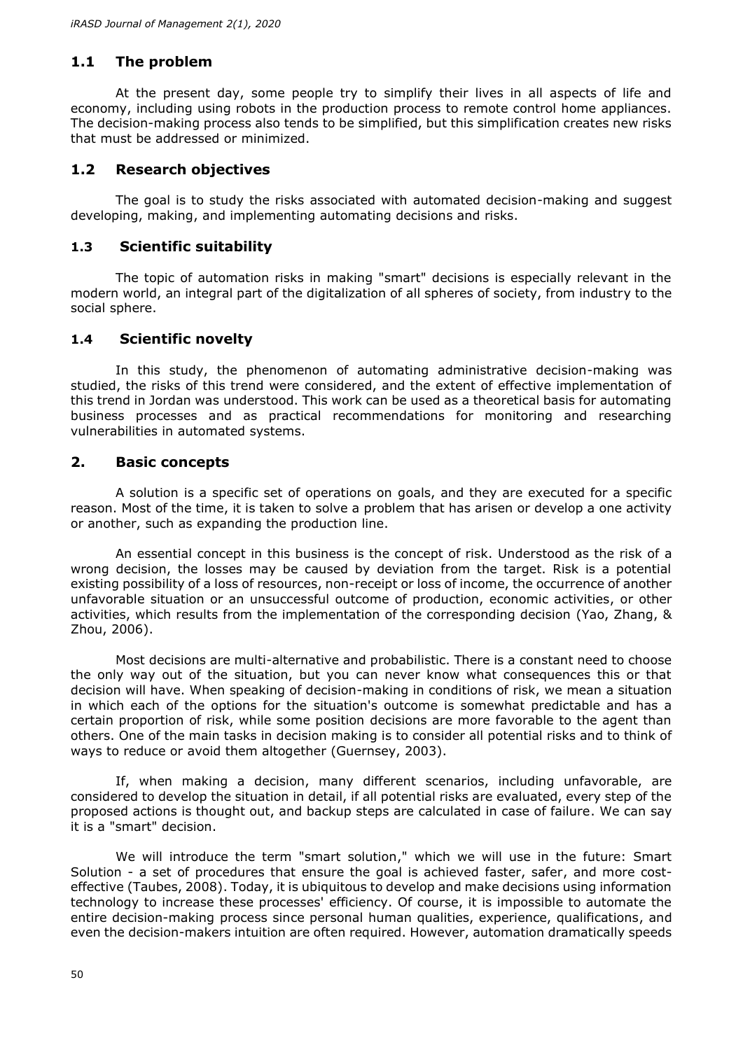## 1.1 The problem

At the present day, some people try to simplify their lives in all aspects of life and economy, including using robots in the production process to remote control home appliances. The decision-making process also tends to be simplified, but this simplification creates new risks that must be addressed or minimized.

## 1.2 Research objectives

The goal is to study the risks associated with automated decision-making and suggest developing, making, and implementing automating decisions and risks.

## 1.3 Scientific suitability

The topic of automation risks in making "smart" decisions is especially relevant in the modern world, an integral part of the digitalization of all spheres of society, from industry to the social sphere.

## 1.4 Scientific novelty

In this study, the phenomenon of automating administrative decision-making was studied, the risks of this trend were considered, and the extent of effective implementation of this trend in Jordan was understood. This work can be used as a theoretical basis for automating business processes and as practical recommendations for monitoring and researching vulnerabilities in automated systems.

# 2. Basic concepts

A solution is a specific set of operations on goals, and they are executed for a specific reason. Most of the time, it is taken to solve a problem that has arisen or develop a one activity or another, such as expanding the production line.

An essential concept in this business is the concept of risk. Understood as the risk of a wrong decision, the losses may be caused by deviation from the target. Risk is a potential existing possibility of a loss of resources, non-receipt or loss of income, the occurrence of another unfavorable situation or an unsuccessful outcome of production, economic activities, or other activities, which results from the implementation of the corresponding decision (Yao, Zhang, & Zhou, 2006).

Most decisions are multi-alternative and probabilistic. There is a constant need to choose the only way out of the situation, but you can never know what consequences this or that decision will have. When speaking of decision-making in conditions of risk, we mean a situation in which each of the options for the situation's outcome is somewhat predictable and has a certain proportion of risk, while some position decisions are more favorable to the agent than others. One of the main tasks in decision making is to consider all potential risks and to think of ways to reduce or avoid them altogether (Guernsey, 2003).

If, when making a decision, many different scenarios, including unfavorable, are considered to develop the situation in detail, if all potential risks are evaluated, every step of the proposed actions is thought out, and backup steps are calculated in case of failure. We can say it is a "smart" decision.

We will introduce the term "smart solution," which we will use in the future: Smart Solution - a set of procedures that ensure the goal is achieved faster, safer, and more cost-effective (Taubes, 2008). Today, it is ubiquitous to develop and make decisions using information technology to increase these processes' efficiency. Of course, it is impossible to automate the entire decision-making process since personal human qualities, experience, qualifications, and even the decision-makers intuition are often required. However, automation dramatically speeds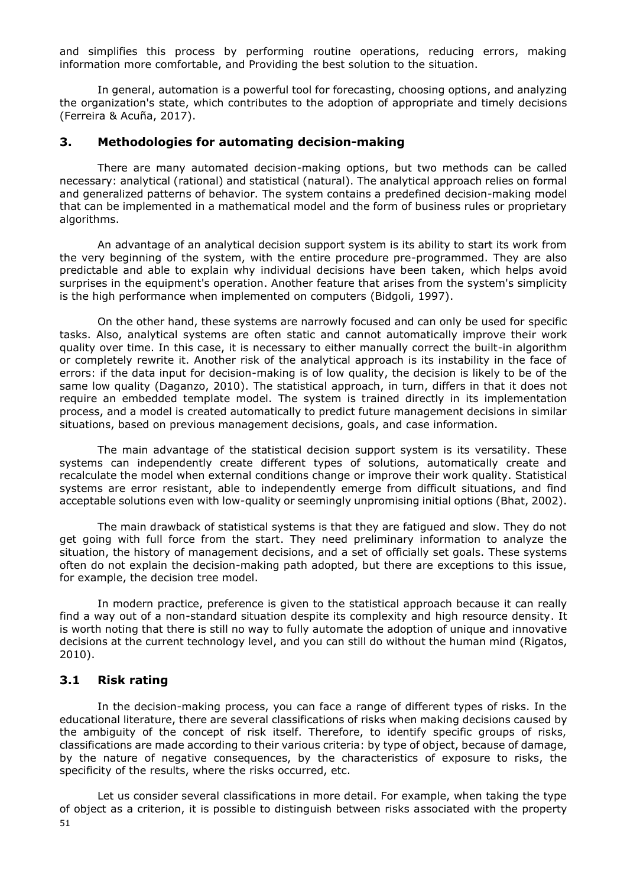and simplifies this process by performing routine operations, reducing errors, making information more comfortable, and Providing the best solution to the situation.

In general, automation is a powerful tool for forecasting, choosing options, and analyzing the organization's state, which contributes to the adoption of appropriate and timely decisions (Ferreira & Acuña, 2017).

## 3. Methodologies for automating decision-making

There are many automated decision-making options, but two methods can be called necessary: analytical (rational) and statistical (natural). The analytical approach relies on formal and generalized patterns of behavior. The system contains a predefined decision-making model that can be implemented in a mathematical model and the form of business rules or proprietary algorithms.

An advantage of an analytical decision support system is its ability to start its work from the very beginning of the system, with the entire procedure pre-programmed. They are also predictable and able to explain why individual decisions have been taken, which helps avoid surprises in the equipment's operation. Another feature that arises from the system's simplicity is the high performance when implemented on computers (Bidgoli, 1997).

On the other hand, these systems are narrowly focused and can only be used for specific tasks. Also, analytical systems are often static and cannot automatically improve their work quality over time. In this case, it is necessary to either manually correct the built-in algorithm or completely rewrite it. Another risk of the analytical approach is its instability in the face of errors: if the data input for decision-making is of low quality, the decision is likely to be of the same low quality (Daganzo, 2010). The statistical approach, in turn, differs in that it does not require an embedded template model. The system is trained directly in its implementation process, and a model is created automatically to predict future management decisions in similar situations, based on previous management decisions, goals, and case information.

The main advantage of the statistical decision support system is its versatility. These systems can independently create different types of solutions, automatically create and recalculate the model when external conditions change or improve their work quality. Statistical systems are error resistant, able to independently emerge from difficult situations, and find acceptable solutions even with low-quality or seemingly unpromising initial options (Bhat, 2002).

The main drawback of statistical systems is that they are fatigued and slow. They do not get going with full force from the start. They need preliminary information to analyze the situation, the history of management decisions, and a set of officially set goals. These systems often do not explain the decision-making path adopted, but there are exceptions to this issue, for example, the decision tree model.

In modern practice, preference is given to the statistical approach because it can really find a way out of a non-standard situation despite its complexity and high resource density. It is worth noting that there is still no way to fully automate the adoption of unique and innovative decisions at the current technology level, and you can still do without the human mind (Rigatos, 2010).

### 3.1 Risk rating

In the decision-making process, you can face a range of different types of risks. In the educational literature, there are several classifications of risks when making decisions caused by the ambiguity of the concept of risk itself. Therefore, to identify specific groups of risks, classifications are made according to their various criteria: by type of object, because of damage, by the nature of negative consequences, by the characteristics of exposure to risks, the specificity of the results, where the risks occurred, etc.

Let us consider several classifications in more detail. For example, when taking the type of object as a criterion, it is possible to distinguish between risks associated with the property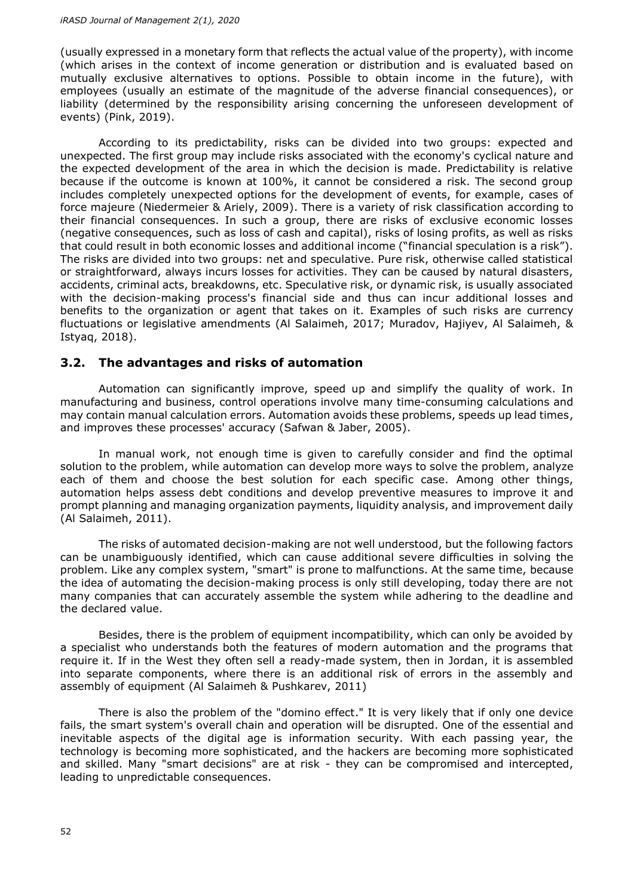(usually expressed in a monetary form that reflects the actual value of the property), with income (which arises in the context of income generation or distribution and is evaluated based on mutually exclusive alternatives to options. Possible to obtain income in the future), with employees (usually an estimate of the magnitude of the adverse financial consequences), or liability (determined by the responsibility arising concerning the unforeseen development of events) (Pink, 2019).

According to its predictability, risks can be divided into two groups: expected and unexpected. The first group may include risks associated with the economy's cyclical nature and the expected development of the area in which the decision is made. Predictability is relative because if the outcome is known at 100%, it cannot be considered a risk. The second group includes completely unexpected options for the development of events, for example, cases of force majeure (Niedermeier & Ariely, 2009). There is a variety of risk classification according to their financial consequences. In such a group, there are risks of exclusive economic losses (negative consequences, such as loss of cash and capital), risks of losing profits, as well as risks that could result in both economic losses and additional income ("financial speculation is a risk"). The risks are divided into two groups: net and speculative. Pure risk, otherwise called statistical or straightforward, always incurs losses for activities. They can be caused by natural disasters, accidents, criminal acts, breakdowns, etc. Speculative risk, or dynamic risk, is usually associated with the decision-making process's financial side and thus can incur additional losses and benefits to the organization or agent that takes on it. Examples of such risks are currency fluctuations or legislative amendments (Al Salaimeh, 2017; Muradov, Hajiyev, Al Salaimeh, & Istyaq, 2018).

## 3.2. The advantages and risks of automation

Automation can significantly improve, speed up and simplify the quality of work. In manufacturing and business, control operations involve many time-consuming calculations and may contain manual calculation errors. Automation avoids these problems, speeds up lead times, and improves these processes' accuracy (Safwan & Jaber, 2005).

In manual work, not enough time is given to carefully consider and find the optimal solution to the problem, while automation can develop more ways to solve the problem, analyze each of them and choose the best solution for each specific case. Among other things, automation helps assess debt conditions and develop preventive measures to improve it and prompt planning and managing organization payments, liquidity analysis, and improvement daily (Al Salaimeh, 2011).

The risks of automated decision-making are not well understood, but the following factors can be unambiguously identified, which can cause additional severe difficulties in solving the problem. Like any complex system, "smart" is prone to malfunctions. At the same time, because the idea of automating the decision-making process is only still developing, today there are not many companies that can accurately assemble the system while adhering to the deadline and the declared value.

Besides, there is the problem of equipment incompatibility, which can only be avoided by a specialist who understands both the features of modern automation and the programs that require it. If in the West they often sell a ready-made system, then in Jordan, it is assembled into separate components, where there is an additional risk of errors in the assembly and assembly of equipment (Al Salaimeh & Pushkarev, 2011)

There is also the problem of the "domino effect." It is very likely that if only one device fails, the smart system's overall chain and operation will be disrupted. One of the essential and inevitable aspects of the digital age is information security. With each passing year, the technology is becoming more sophisticated, and the hackers are becoming more sophisticated and skilled. Many "smart decisions" are at risk - they can be compromised and intercepted, leading to unpredictable consequences.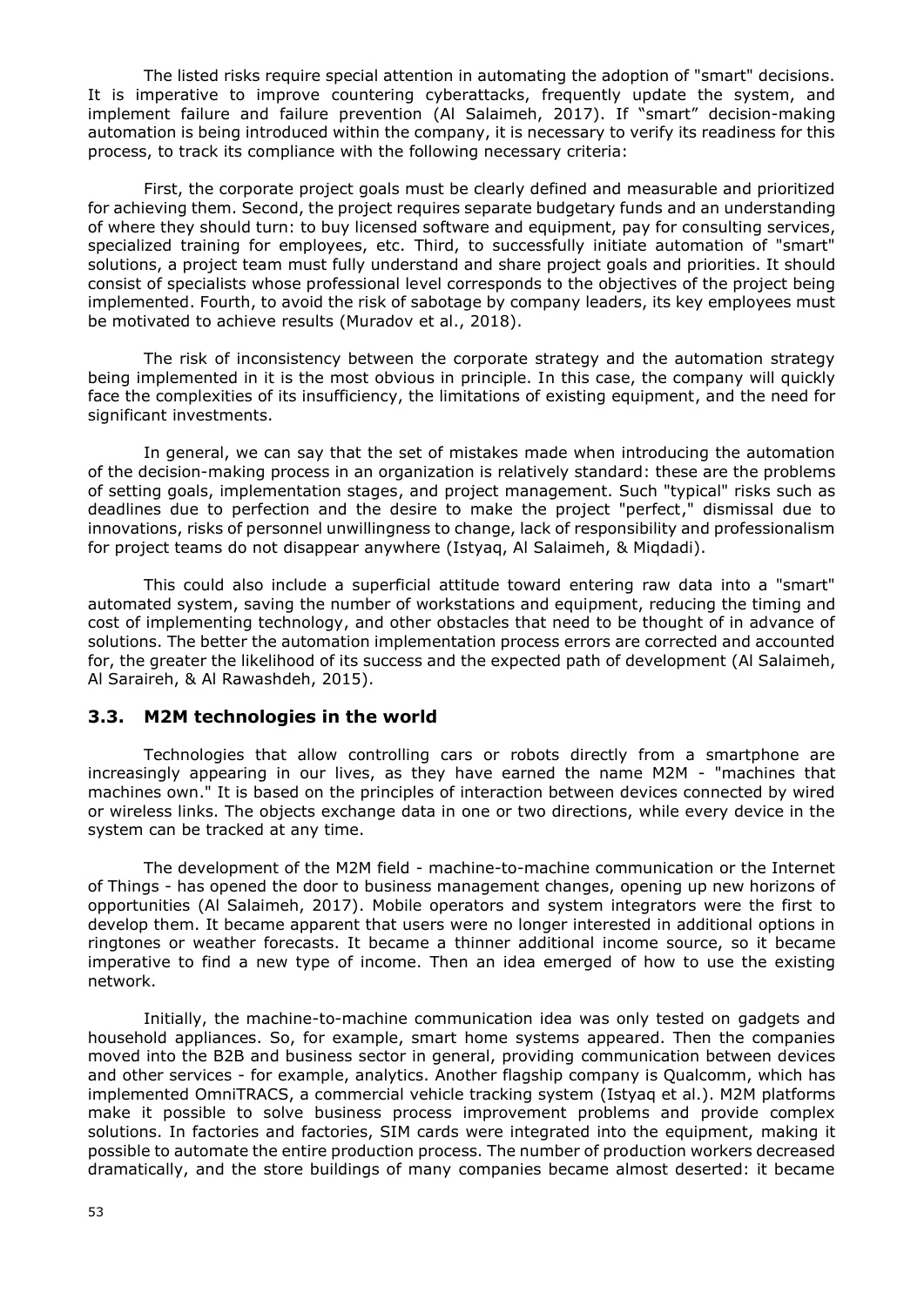The listed risks require special attention in automating the adoption of "smart" decisions. It is imperative to improve countering cyberattacks, frequently update the system, and implement failure and failure prevention (Al Salaimeh, 2017). If "smart" decision-making automation is being introduced within the company, it is necessary to verify its readiness for this process, to track its compliance with the following necessary criteria:

First, the corporate project goals must be clearly defined and measurable and prioritized for achieving them. Second, the project requires separate budgetary funds and an understanding of where they should turn: to buy licensed software and equipment, pay for consulting services, specialized training for employees, etc. Third, to successfully initiate automation of "smart" solutions, a project team must fully understand and share project goals and priorities. It should consist of specialists whose professional level corresponds to the objectives of the project being implemented. Fourth, to avoid the risk of sabotage by company leaders, its key employees must be motivated to achieve results (Muradov et al., 2018).

The risk of inconsistency between the corporate strategy and the automation strategy being implemented in it is the most obvious in principle. In this case, the company will quickly face the complexities of its insufficiency, the limitations of existing equipment, and the need for significant investments.

In general, we can say that the set of mistakes made when introducing the automation of the decision-making process in an organization is relatively standard: these are the problems of setting goals, implementation stages, and project management. Such "typical" risks such as deadlines due to perfection and the desire to make the project "perfect," dismissal due to innovations, risks of personnel unwillingness to change, lack of responsibility and professionalism for project teams do not disappear anywhere (Istyaq, Al Salaimeh, & Miqdadi).

This could also include a superficial attitude toward entering raw data into a "smart" automated system, saving the number of workstations and equipment, reducing the timing and cost of implementing technology, and other obstacles that need to be thought of in advance of solutions. The better the automation implementation process errors are corrected and accounted for, the greater the likelihood of its success and the expected path of development (Al Salaimeh, Al Saraireh, & Al Rawashdeh, 2015).

## 3.3. M2M technologies in the world

Technologies that allow controlling cars or robots directly from a smartphone are increasingly appearing in our lives, as they have earned the name M2M - "machines that machines own." It is based on the principles of interaction between devices connected by wired or wireless links. The objects exchange data in one or two directions, while every device in the system can be tracked at any time.

The development of the M2M field - machine-to-machine communication or the Internet of Things - has opened the door to business management changes, opening up new horizons of opportunities (Al Salaimeh, 2017). Mobile operators and system integrators were the first to develop them. It became apparent that users were no longer interested in additional options in ringtones or weather forecasts. It became a thinner additional income source, so it became imperative to find a new type of income. Then an idea emerged of how to use the existing network.

Initially, the machine-to-machine communication idea was only tested on gadgets and household appliances. So, for example, smart home systems appeared. Then the companies moved into the B2B and business sector in general, providing communication between devices and other services - for example, analytics. Another flagship company is Qualcomm, which has implemented OmniTRACS, a commercial vehicle tracking system (Istyaq et al.). M2M platforms make it possible to solve business process improvement problems and provide complex solutions. In factories and factories, SIM cards were integrated into the equipment, making it possible to automate the entire production process. The number of production workers decreased dramatically, and the store buildings of many companies became almost deserted: it became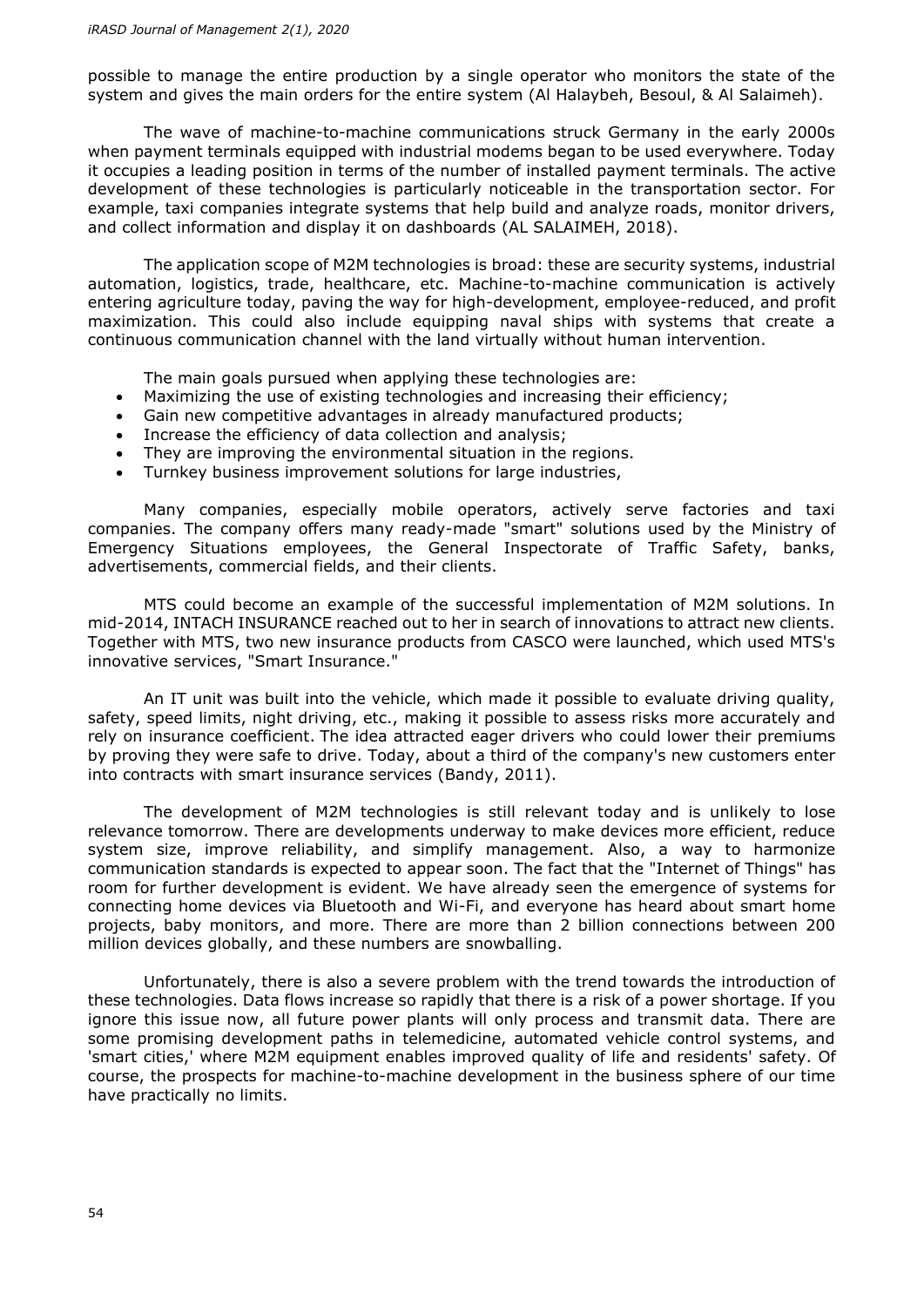possible to manage the entire production by a single operator who monitors the state of the system and gives the main orders for the entire system (Al Halaybeh, Besoul, & Al Salaimeh).

The wave of machine-to-machine communications struck Germany in the early 2000s when payment terminals equipped with industrial modems began to be used everywhere. Today it occupies a leading position in terms of the number of installed payment terminals. The active development of these technologies is particularly noticeable in the transportation sector. For example, taxi companies integrate systems that help build and analyze roads, monitor drivers, and collect information and display it on dashboards (AL SALAIMEH, 2018).

The application scope of M2M technologies is broad: these are security systems, industrial automation, logistics, trade, healthcare, etc. Machine-to-machine communication is actively entering agriculture today, paving the way for high-development, employee-reduced, and profit maximization. This could also include equipping naval ships with systems that create a continuous communication channel with the land virtually without human intervention.

The main goals pursued when applying these technologies are:

- Maximizing the use of existing technologies and increasing their efficiency;
- Gain new competitive advantages in already manufactured products;
- Increase the efficiency of data collection and analysis;
- They are improving the environmental situation in the regions.
- Turnkey business improvement solutions for large industries,

Many companies, especially mobile operators, actively serve factories and taxi companies. The company offers many ready-made "smart" solutions used by the Ministry of Emergency Situations employees, the General Inspectorate of Traffic Safety, banks, advertisements, commercial fields, and their clients.

MTS could become an example of the successful implementation of M2M solutions. In mid-2014, INTACH INSURANCE reached out to her in search of innovations to attract new clients. Together with MTS, two new insurance products from CASCO were launched, which used MTS's innovative services, "Smart Insurance."

An IT unit was built into the vehicle, which made it possible to evaluate driving quality, safety, speed limits, night driving, etc., making it possible to assess risks more accurately and rely on insurance coefficient. The idea attracted eager drivers who could lower their premiums by proving they were safe to drive. Today, about a third of the company's new customers enter into contracts with smart insurance services (Bandy, 2011).

The development of M2M technologies is still relevant today and is unlikely to lose relevance tomorrow. There are developments underway to make devices more efficient, reduce system size, improve reliability, and simplify management. Also, a way to harmonize communication standards is expected to appear soon. The fact that the "Internet of Things" has room for further development is evident. We have already seen the emergence of systems for connecting home devices via Bluetooth and Wi-Fi, and everyone has heard about smart home projects, baby monitors, and more. There are more than 2 billion connections between 200 million devices globally, and these numbers are snowballing.

Unfortunately, there is also a severe problem with the trend towards the introduction of these technologies. Data flows increase so rapidly that there is a risk of a power shortage. If you ignore this issue now, all future power plants will only process and transmit data. There are some promising development paths in telemedicine, automated vehicle control systems, and 'smart cities,' where M2M equipment enables improved quality of life and residents' safety. Of course, the prospects for machine-to-machine development in the business sphere of our time have practically no limits.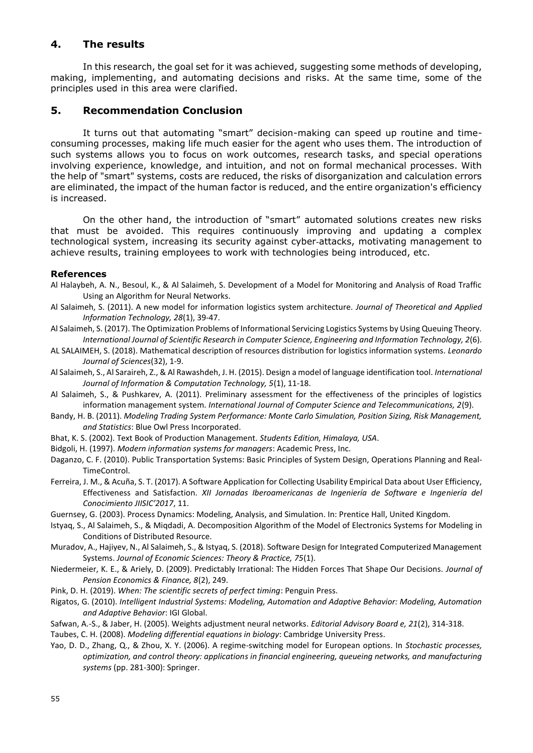## 4. The results

In this research, the goal set for it was achieved, suggesting some methods of developing, making, implementing, and automating decisions and risks. At the same time, some of the principles used in this area were clarified.

## 5. Recommendation Conclusion

It turns out that automating "smart" decision-making can speed up routine and time-consuming processes, making life much easier for the agent who uses them. The introduction of such systems allows you to focus on work outcomes, research tasks, and special operations involving experience, knowledge, and intuition, and not on formal mechanical processes. With the help of "smart" systems, costs are reduced, the risks of disorganization and calculation errors are eliminated, the impact of the human factor is reduced, and the entire organization's efficiency is increased.

On the other hand, the introduction of "smart" automated solutions creates new risks that must be avoided. This requires continuously improving and updating a complex technological system, increasing its security against cyber-attacks, motivating management to achieve results, training employees to work with technologies being introduced, etc.

### References

Al Halaybeh, A. N., Besoul, K., & Al Salaimeh, S. Development of a Model for Monitoring and Analysis of Road Traffic Using an Algorithm for Neural Networks.

Al Salaimeh, S. (2011). A new model for information logistics system architecture. *Journal of Theoretical and Applied Information Technology, 28*(1), 39-47.

Al Salaimeh, S. (2017). The Optimization Problems of Informational Servicing Logistics Systems by Using Queuing Theory. *International Journal of Scientific Research in Computer Science, Engineering and Information Technology, 2*(6).

AL SALAIMEH, S. (2018). Mathematical description of resources distribution for logistics information systems. *Leonardo Journal of Sciences*(32), 1-9.

Al Salaimeh, S., Al Saraireh, Z., & Al Rawashdeh, J. H. (2015). Design a model of language identification tool. *International Journal of Information & Computation Technology, 5*(1), 11-18.

Al Salaimeh, S., & Pushkarev, A. (2011). Preliminary assessment for the effectiveness of the principles of logistics information management system. *International Journal of Computer Science and Telecommunications, 2*(9).

Bandy, H. B. (2011). *Modeling Trading System Performance: Monte Carlo Simulation, Position Sizing, Risk Management, and Statistics*: Blue Owl Press Incorporated.

Bhat, K. S. (2002). Text Book of Production Management. *Students Edition, Himalaya, USA*.

Bidgoli, H. (1997). *Modern information systems for managers*: Academic Press, Inc.

Daganzo, C. F. (2010). Public Transportation Systems: Basic Principles of System Design, Operations Planning and Real-TimeControl.

Ferreira, J. M., & Acuña, S. T. (2017). A Software Application for Collecting Usability Empirical Data about User Efficiency, Effectiveness and Satisfaction. *XII Jornadas Iberoamericanas de Ingeniería de Software e Ingeniería del Conocimiento JIISIC'2017*, 11.

Guernsey, G. (2003). Process Dynamics: Modeling, Analysis, and Simulation. In: Prentice Hall, United Kingdom.

Istyaq, S., Al Salaimeh, S., & Miqdadi, A. Decomposition Algorithm of the Model of Electronics Systems for Modeling in Conditions of Distributed Resource.

Muradov, A., Hajiyev, N., Al Salaimeh, S., & Istyaq, S. (2018). Software Design for Integrated Computerized Management Systems. *Journal of Economic Sciences: Theory & Practice, 75*(1).

Niedermeier, K. E., & Ariely, D. (2009). Predictably Irrational: The Hidden Forces That Shape Our Decisions. *Journal of Pension Economics & Finance, 8*(2), 249.

Pink, D. H. (2019). *When: The scientific secrets of perfect timing*: Penguin Press.

Rigatos, G. (2010). *Intelligent Industrial Systems: Modeling, Automation and Adaptive Behavior: Modeling, Automation and Adaptive Behavior*: IGI Global.

Safwan, A.-S., & Jaber, H. (2005). Weights adjustment neural networks. *Editorial Advisory Board e, 21*(2), 314-318.

Taubes, C. H. (2008). *Modeling differential equations in biology*: Cambridge University Press.

Yao, D. D., Zhang, Q., & Zhou, X. Y. (2006). A regime-switching model for European options. In *Stochastic processes, optimization, and control theory: applications in financial engineering, queueing networks, and manufacturing systems* (pp. 281-300): Springer.